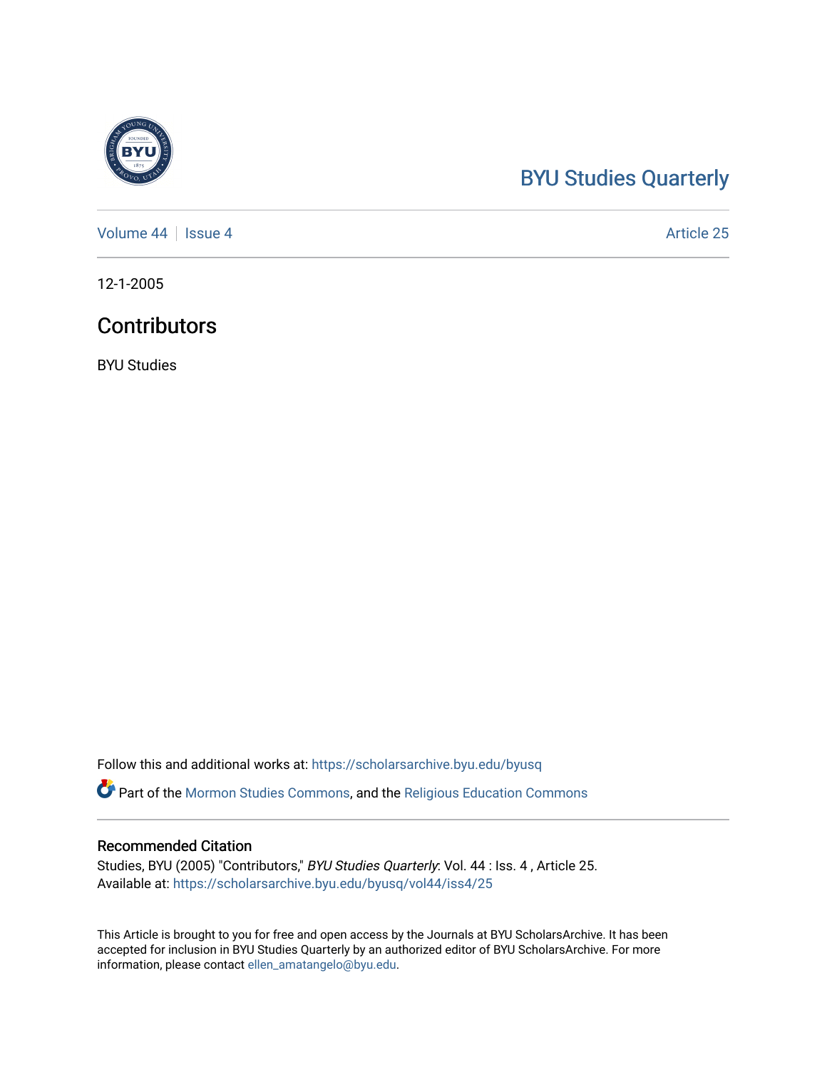# BYU Studies Quarterly

Volume 44 | Issue 4 | Article 25

12-1-2005

## Contributors

BYU Studies

Follow this and additional works at: https://scholarsarchive.byu.edu/byusq

Part of the Mormon Studies Commons, and the Religious Education Commons

### Recommended Citation

Studies, BYU (2005) "Contributors," *BYU Studies Quarterly*: Vol. 44 : Iss. 4 , Article 25.
Available at: https://scholarsarchive.byu.edu/byusq/vol44/iss4/25

This Article is brought to you for free and open access by the Journals at BYU ScholarsArchive. It has been accepted for inclusion in BYU Studies Quarterly by an authorized editor of BYU ScholarsArchive. For more information, please contact ellen_amatangelo@byu.edu.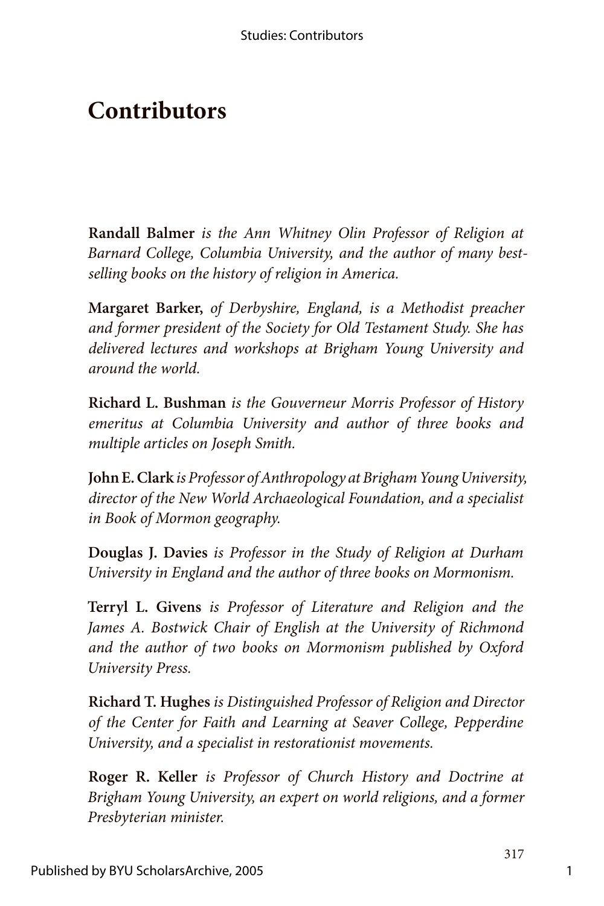# Contributors

**Randall Balmer** *is the Ann Whitney Olin Professor of Religion at Barnard College, Columbia University, and the author of many best-selling books on the history of religion in America.*

**Margaret Barker,** *of Derbyshire, England, is a Methodist preacher and former president of the Society for Old Testament Study. She has delivered lectures and workshops at Brigham Young University and around the world.*

**Richard L. Bushman** *is the Gouverneur Morris Professor of History emeritus at Columbia University and author of three books and multiple articles on Joseph Smith.*

**John E. Clark** *is Professor of Anthropology at Brigham Young University, director of the New World Archaeological Foundation, and a specialist in Book of Mormon geography.*

**Douglas J. Davies** *is Professor in the Study of Religion at Durham University in England and the author of three books on Mormonism.*

**Terryl L. Givens** *is Professor of Literature and Religion and the James A. Bostwick Chair of English at the University of Richmond and the author of two books on Mormonism published by Oxford University Press.*

**Richard T. Hughes** *is Distinguished Professor of Religion and Director of the Center for Faith and Learning at Seaver College, Pepperdine University, and a specialist in restorationist movements.*

**Roger R. Keller** *is Professor of Church History and Doctrine at Brigham Young University, an expert on world religions, and a former Presbyterian minister.*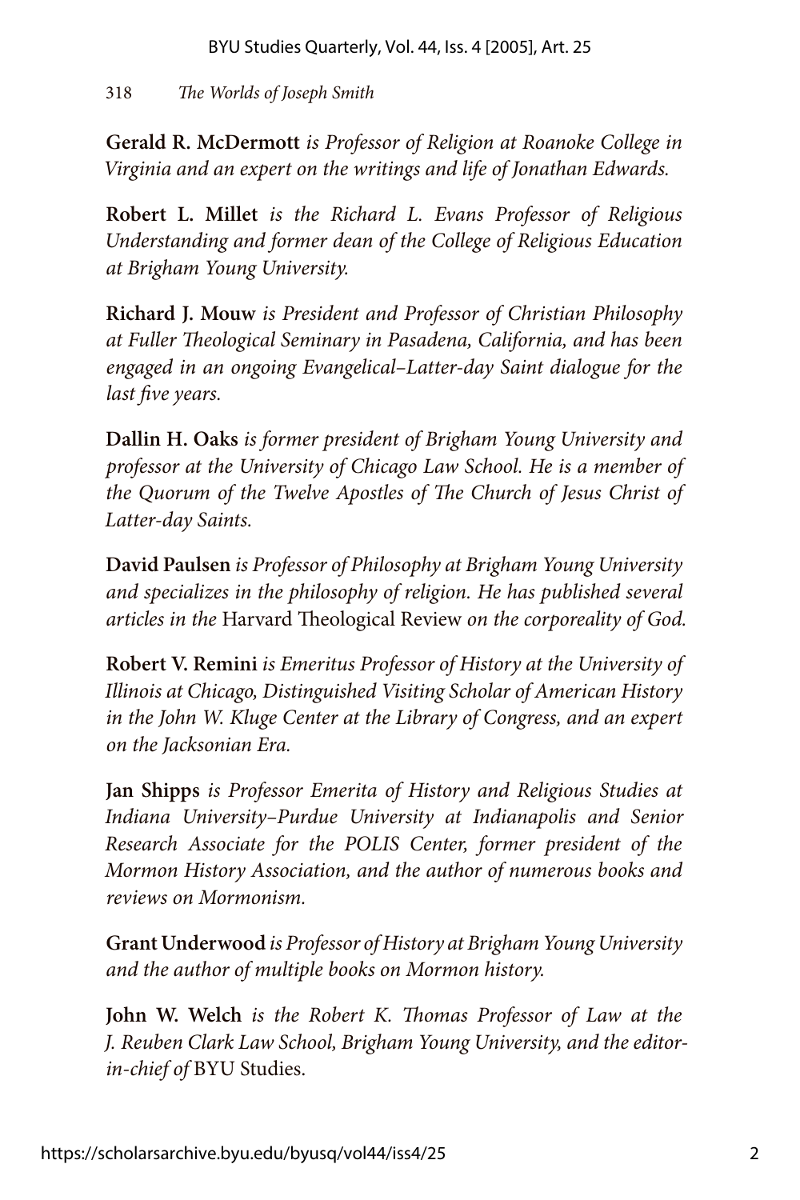**Gerald R. McDermott** *is Professor of Religion at Roanoke College in Virginia and an expert on the writings and life of Jonathan Edwards.*

**Robert L. Millet** *is the Richard L. Evans Professor of Religious Understanding and former dean of the College of Religious Education at Brigham Young University.*

**Richard J. Mouw** *is President and Professor of Christian Philosophy at Fuller Theological Seminary in Pasadena, California, and has been engaged in an ongoing Evangelical–Latter-day Saint dialogue for the last five years.*

**Dallin H. Oaks** *is former president of Brigham Young University and professor at the University of Chicago Law School. He is a member of the Quorum of the Twelve Apostles of The Church of Jesus Christ of Latter-day Saints.*

**David Paulsen** *is Professor of Philosophy at Brigham Young University and specializes in the philosophy of religion. He has published several articles in the* Harvard Theological Review *on the corporeality of God.*

**Robert V. Remini** *is Emeritus Professor of History at the University of Illinois at Chicago, Distinguished Visiting Scholar of American History in the John W. Kluge Center at the Library of Congress, and an expert on the Jacksonian Era.*

**Jan Shipps** *is Professor Emerita of History and Religious Studies at Indiana University–Purdue University at Indianapolis and Senior Research Associate for the POLIS Center, former president of the Mormon History Association, and the author of numerous books and reviews on Mormonism.*

**Grant Underwood** *is Professor of History at Brigham Young University and the author of multiple books on Mormon history.*

**John W. Welch** *is the Robert K. Thomas Professor of Law at the J. Reuben Clark Law School, Brigham Young University, and the editor-in-chief of* BYU Studies.